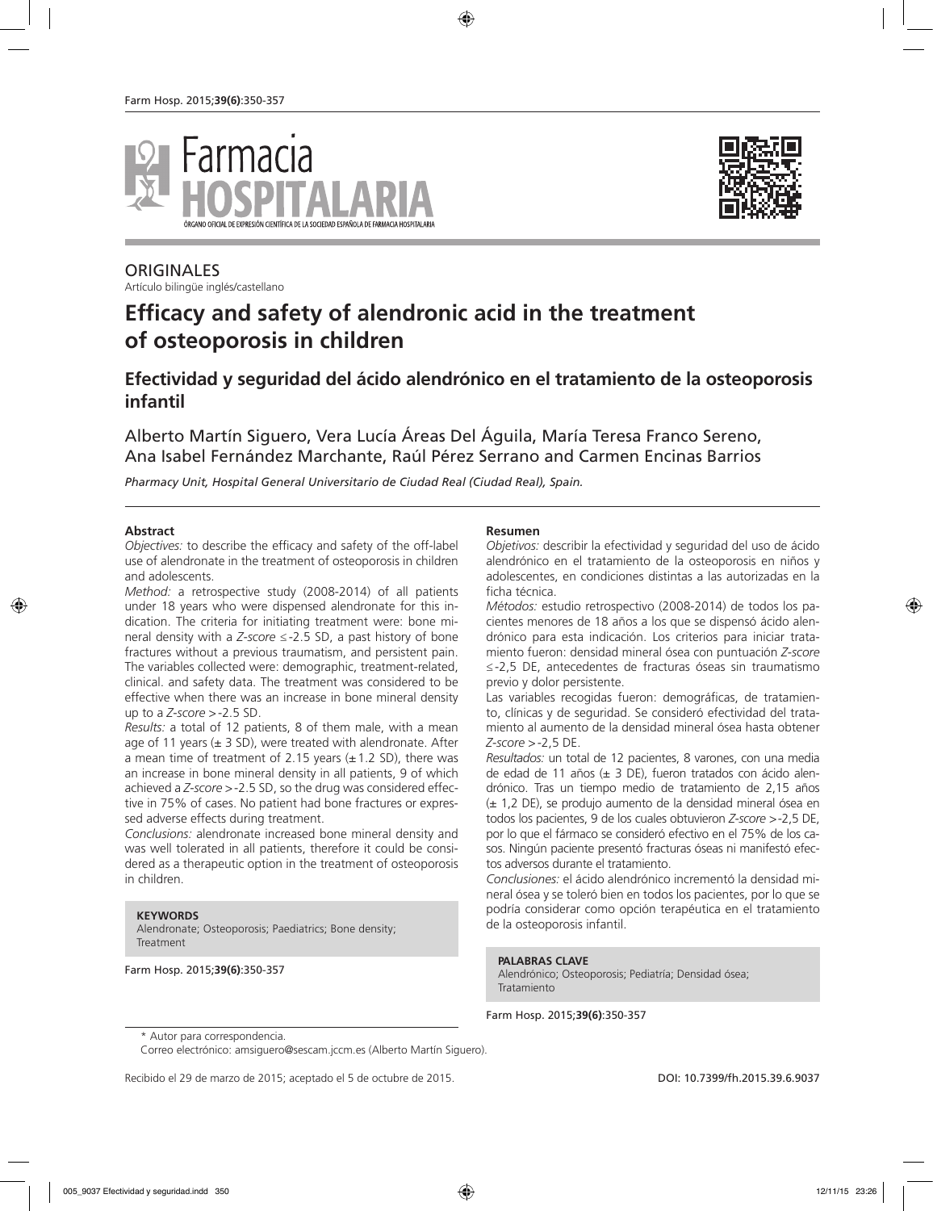ORIGINALES

Artículo bilingüe inglés/castellano

# Efficacy and safety of alendronic acid in the treatment of osteoporosis in children

## Efectividad y seguridad del ácido alendrónico en el tratamiento de la osteoporosis infantil

Alberto Martín Siguero, Vera Lucía Áreas Del Águila, María Teresa Franco Sereno, Ana Isabel Fernández Marchante, Raúl Pérez Serrano and Carmen Encinas Barrios

*Pharmacy Unit, Hospital General Universitario de Ciudad Real (Ciudad Real), Spain.*

### Abstract

*Objectives:* to describe the efficacy and safety of the off-label use of alendronate in the treatment of osteoporosis in children and adolescents.

*Method:* a retrospective study (2008-2014) of all patients under 18 years who were dispensed alendronate for this indication. The criteria for initiating treatment were: bone mineral density with a *Z-score* ≤-2.5 SD, a past history of bone fractures without a previous traumatism, and persistent pain. The variables collected were: demographic, treatment-related, clinical. and safety data. The treatment was considered to be effective when there was an increase in bone mineral density up to a *Z-score* >-2.5 SD.

*Results:* a total of 12 patients, 8 of them male, with a mean age of 11 years (± 3 SD), were treated with alendronate. After a mean time of treatment of 2.15 years (±1.2 SD), there was an increase in bone mineral density in all patients, 9 of which achieved a *Z-score* >-2.5 SD, so the drug was considered effective in 75% of cases. No patient had bone fractures or expressed adverse effects during treatment.

*Conclusions:* alendronate increased bone mineral density and was well tolerated in all patients, therefore it could be considered as a therapeutic option in the treatment of osteoporosis in children.

**KEYWORDS**

Alendronate; Osteoporosis; Paediatrics; Bone density; Treatment

### Resumen

*Objetivos:* describir la efectividad y seguridad del uso de ácido alendrónico en el tratamiento de la osteoporosis en niños y adolescentes, en condiciones distintas a las autorizadas en la ficha técnica.

*Métodos:* estudio retrospectivo (2008-2014) de todos los pacientes menores de 18 años a los que se dispensó ácido alendrónico para esta indicación. Los criterios para iniciar tratamiento fueron: densidad mineral ósea con puntuación *Z-score* ≤-2,5 DE, antecedentes de fracturas óseas sin traumatismo previo y dolor persistente.

Las variables recogidas fueron: demográficas, de tratamiento, clínicas y de seguridad. Se consideró efectividad del tratamiento al aumento de la densidad mineral ósea hasta obtener *Z-score* >-2,5 DE.

*Resultados:* un total de 12 pacientes, 8 varones, con una media de edad de 11 años (± 3 DE), fueron tratados con ácido alendrónico. Tras un tiempo medio de tratamiento de 2,15 años (± 1,2 DE), se produjo aumento de la densidad mineral ósea en todos los pacientes, 9 de los cuales obtuvieron *Z-score* >-2,5 DE, por lo que el fármaco se consideró efectivo en el 75% de los casos. Ningún paciente presentó fracturas óseas ni manifestó efectos adversos durante el tratamiento.

*Conclusiones:* el ácido alendrónico incrementó la densidad mineral ósea y se toleró bien en todos los pacientes, por lo que se podría considerar como opción terapéutica en el tratamiento de la osteoporosis infantil.

**PALABRAS CLAVE**

Alendrónico; Osteoporosis; Pediatría; Densidad ósea; Tratamiento

\* Autor para correspondencia.

Correo electrónico: amsiguero@sescam.jccm.es (Alberto Martín Siguero).

Recibido el 29 de marzo de 2015; aceptado el 5 de octubre de 2015.

DOI: 10.7399/fh.2015.39.6.9037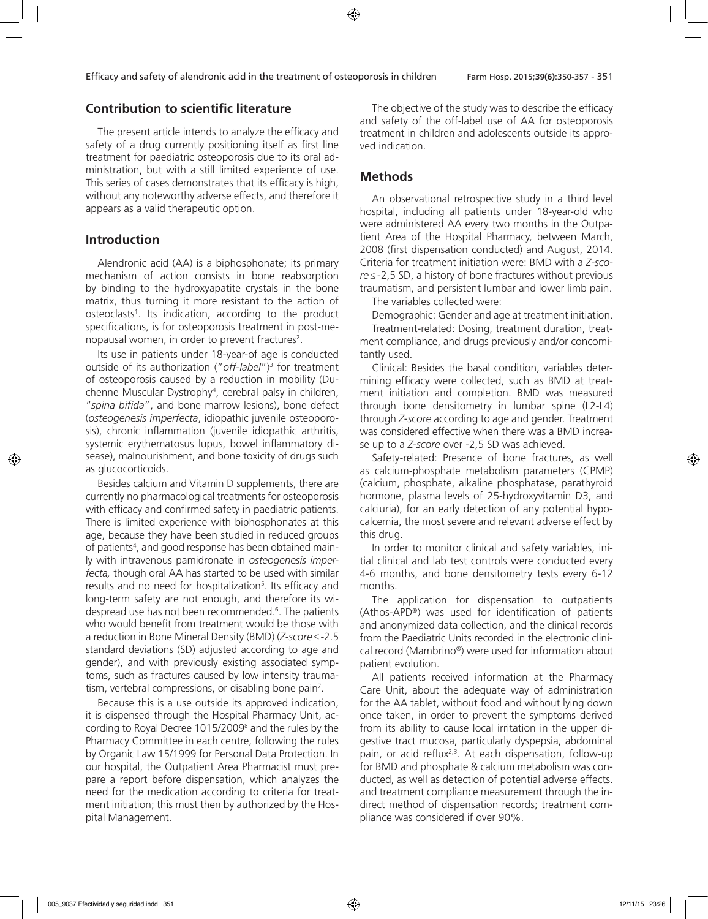## Contribution to scientific literature

The present article intends to analyze the efficacy and safety of a drug currently positioning itself as first line treatment for paediatric osteoporosis due to its oral administration, but with a still limited experience of use. This series of cases demonstrates that its efficacy is high, without any noteworthy adverse effects, and therefore it appears as a valid therapeutic option.

## Introduction

Alendronic acid (AA) is a biphosphonate; its primary mechanism of action consists in bone reabsorption by binding to the hydroxyapatite crystals in the bone matrix, thus turning it more resistant to the action of osteoclasts[1]. Its indication, according to the product specifications, is for osteoporosis treatment in post-menopausal women, in order to prevent fractures[2].

Its use in patients under 18-year-of age is conducted outside of its authorization ("*off-label*")[3] for treatment of osteoporosis caused by a reduction in mobility (Duchenne Muscular Dystrophy[4], cerebral palsy in children, "*spina bifida*", and bone marrow lesions), bone defect (*osteogenesis imperfecta*, idiopathic juvenile osteoporosis), chronic inflammation (juvenile idiopathic arthritis, systemic erythematosus lupus, bowel inflammatory disease), malnourishment, and bone toxicity of drugs such as glucocorticoids.

Besides calcium and Vitamin D supplements, there are currently no pharmacological treatments for osteoporosis with efficacy and confirmed safety in paediatric patients. There is limited experience with biphosphonates at this age, because they have been studied in reduced groups of patients[4], and good response has been obtained mainly with intravenous pamidronate in *osteogenesis imperfecta,* though oral AA has started to be used with similar results and no need for hospitalization[5]. Its efficacy and long-term safety are not enough, and therefore its widespread use has not been recommended.[6]. The patients who would benefit from treatment would be those with a reduction in Bone Mineral Density (BMD) (*Z-score*≤-2.5 standard deviations (SD) adjusted according to age and gender), and with previously existing associated symptoms, such as fractures caused by low intensity traumatism, vertebral compressions, or disabling bone pain[7].

Because this is a use outside its approved indication, it is dispensed through the Hospital Pharmacy Unit, according to Royal Decree 1015/2009[8] and the rules by the Pharmacy Committee in each centre, following the rules by Organic Law 15/1999 for Personal Data Protection. In our hospital, the Outpatient Area Pharmacist must prepare a report before dispensation, which analyzes the need for the medication according to criteria for treatment initiation; this must then by authorized by the Hospital Management.

The objective of the study was to describe the efficacy and safety of the off-label use of AA for osteoporosis treatment in children and adolescents outside its approved indication.

## Methods

An observational retrospective study in a third level hospital, including all patients under 18-year-old who were administered AA every two months in the Outpatient Area of the Hospital Pharmacy, between March, 2008 (first dispensation conducted) and August, 2014. Criteria for treatment initiation were: BMD with a *Z-score*≤-2,5 SD, a history of bone fractures without previous traumatism, and persistent lumbar and lower limb pain.

The variables collected were:

Demographic: Gender and age at treatment initiation.

Treatment-related: Dosing, treatment duration, treatment compliance, and drugs previously and/or concomitantly used.

Clinical: Besides the basal condition, variables determining efficacy were collected, such as BMD at treatment initiation and completion. BMD was measured through bone densitometry in lumbar spine (L2-L4) through *Z-score* according to age and gender. Treatment was considered effective when there was a BMD increase up to a *Z-score* over -2,5 SD was achieved.

Safety-related: Presence of bone fractures, as well as calcium-phosphate metabolism parameters (CPMP) (calcium, phosphate, alkaline phosphatase, parathyroid hormone, plasma levels of 25-hydroxyvitamin D3, and calciuria), for an early detection of any potential hypocalcemia, the most severe and relevant adverse effect by this drug.

In order to monitor clinical and safety variables, initial clinical and lab test controls were conducted every 4-6 months, and bone densitometry tests every 6-12 months.

The application for dispensation to outpatients (Athos-APD®) was used for identification of patients and anonymized data collection, and the clinical records from the Paediatric Units recorded in the electronic clinical record (Mambrino®) were used for information about patient evolution.

All patients received information at the Pharmacy Care Unit, about the adequate way of administration for the AA tablet, without food and without lying down once taken, in order to prevent the symptoms derived from its ability to cause local irritation in the upper digestive tract mucosa, particularly dyspepsia, abdominal pain, or acid reflux[2,3]. At each dispensation, follow-up for BMD and phosphate & calcium metabolism was conducted, as well as detection of potential adverse effects. and treatment compliance measurement through the indirect method of dispensation records; treatment compliance was considered if over 90%.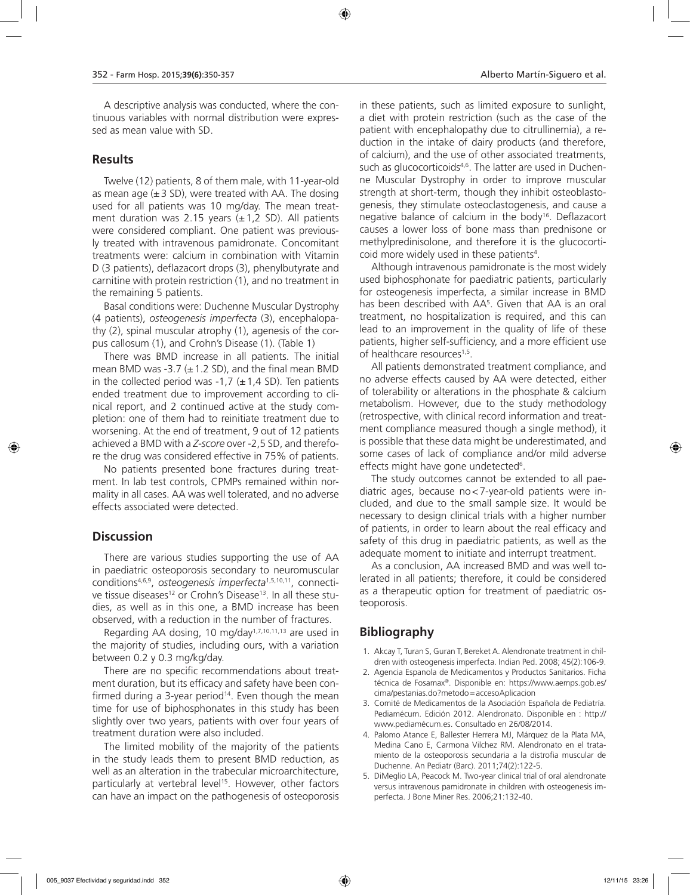A descriptive analysis was conducted, where the continuous variables with normal distribution were expressed as mean value with SD.

## Results

Twelve (12) patients, 8 of them male, with 11-year-old as mean age (±3 SD), were treated with AA. The dosing used for all patients was 10 mg/day. The mean treatment duration was 2.15 years (±1,2 SD). All patients were considered compliant. One patient was previously treated with intravenous pamidronate. Concomitant treatments were: calcium in combination with Vitamin D (3 patients), deflazacort drops (3), phenylbutyrate and carnitine with protein restriction (1), and no treatment in the remaining 5 patients.

Basal conditions were: Duchenne Muscular Dystrophy (4 patients), *osteogenesis imperfecta* (3), encephalopathy (2), spinal muscular atrophy (1), agenesis of the corpus callosum (1), and Crohn's Disease (1). (Table 1)

There was BMD increase in all patients. The initial mean BMD was -3.7 (±1.2 SD), and the final mean BMD in the collected period was -1,7 (±1,4 SD). Ten patients ended treatment due to improvement according to clinical report, and 2 continued active at the study completion: one of them had to reinitiate treatment due to worsening. At the end of treatment, 9 out of 12 patients achieved a BMD with a *Z-score* over -2,5 SD, and therefore the drug was considered effective in 75% of patients.

No patients presented bone fractures during treatment. In lab test controls, CPMPs remained within normality in all cases. AA was well tolerated, and no adverse effects associated were detected.

## Discussion

There are various studies supporting the use of AA in paediatric osteoporosis secondary to neuromuscular conditions[4,6,9], *osteogenesis imperfecta*[1,5,10,11], connective tissue diseases[12] or Crohn's Disease[13]. In all these studies, as well as in this one, a BMD increase has been observed, with a reduction in the number of fractures.

Regarding AA dosing, 10 mg/day[1,7,10,11,13] are used in the majority of studies, including ours, with a variation between 0.2 y 0.3 mg/kg/day.

There are no specific recommendations about treatment duration, but its efficacy and safety have been confirmed during a 3-year period[14]. Even though the mean time for use of biphosphonates in this study has been slightly over two years, patients with over four years of treatment duration were also included.

The limited mobility of the majority of the patients in the study leads them to present BMD reduction, as well as an alteration in the trabecular microarchitecture, particularly at vertebral level[15]. However, other factors can have an impact on the pathogenesis of osteoporosis in these patients, such as limited exposure to sunlight, a diet with protein restriction (such as the case of the patient with encephalopathy due to citrullinemia), a reduction in the intake of dairy products (and therefore, of calcium), and the use of other associated treatments, such as glucocorticoids[4,6]. The latter are used in Duchenne Muscular Dystrophy in order to improve muscular strength at short-term, though they inhibit osteoblastogenesis, they stimulate osteoclastogenesis, and cause a negative balance of calcium in the body[16]. Deflazacort causes a lower loss of bone mass than prednisone or methylpredinisolone, and therefore it is the glucocorticoid more widely used in these patients[4].

Although intravenous pamidronate is the most widely used biphosphonate for paediatric patients, particularly for osteogenesis imperfecta, a similar increase in BMD has been described with AA[5]. Given that AA is an oral treatment, no hospitalization is required, and this can lead to an improvement in the quality of life of these patients, higher self-sufficiency, and a more efficient use of healthcare resources[1,5].

All patients demonstrated treatment compliance, and no adverse effects caused by AA were detected, either of tolerability or alterations in the phosphate & calcium metabolism. However, due to the study methodology (retrospective, with clinical record information and treatment compliance measured though a single method), it is possible that these data might be underestimated, and some cases of lack of compliance and/or mild adverse effects might have gone undetected[6].

The study outcomes cannot be extended to all paediatric ages, because no<7-year-old patients were included, and due to the small sample size. It would be necessary to design clinical trials with a higher number of patients, in order to learn about the real efficacy and safety of this drug in paediatric patients, as well as the adequate moment to initiate and interrupt treatment.

As a conclusion, AA increased BMD and was well tolerated in all patients; therefore, it could be considered as a therapeutic option for treatment of paediatric osteoporosis.

## Bibliography

1. Akcay T, Turan S, Guran T, Bereket A. Alendronate treatment in children with osteogenesis imperfecta. Indian Ped. 2008; 45(2):106-9.
2. Agencia Espanola de Medicamentos y Productos Sanitarios. Ficha técnica de Fosamax®. Disponible en: https://www.aemps.gob.es/cima/pestanias.do?metodo=accesoAplicacion
3. Comité de Medicamentos de la Asociación Española de Pediatría. Pediamécum. Edición 2012. Alendronato. Disponible en : http://www.pediamécum.es. Consultado en 26/08/2014.
4. Palomo Atance E, Ballester Herrera MJ, Márquez de la Plata MA, Medina Cano E, Carmona Vilchez RM. Alendronato en el tratamiento de la osteoporosis secundaria a la distrofia muscular de Duchenne. An Pediatr (Barc). 2011;74(2):122-5.
5. DiMeglio LA, Peacock M. Two-year clinical trial of oral alendronate versus intravenous pamidronate in children with osteogenesis imperfecta. J Bone Miner Res. 2006;21:132-40.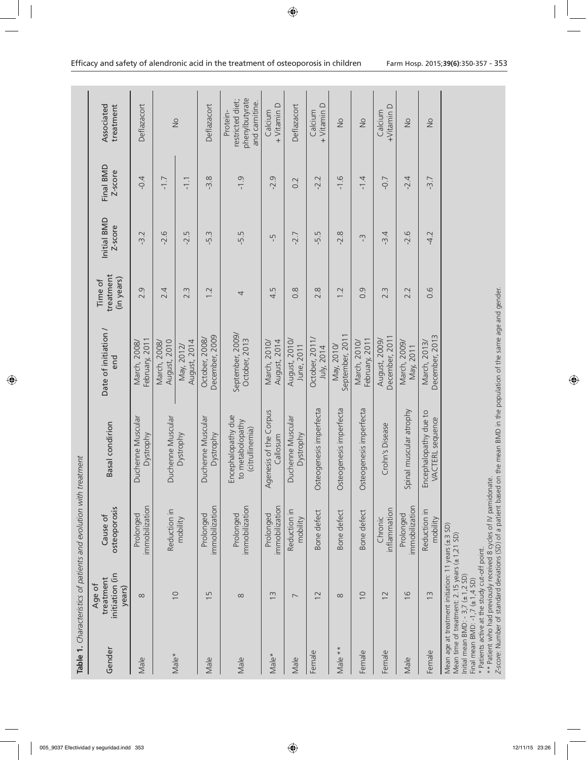**Table 1.** *Characteristics of patients and evolution with treatment*

| Gender | Age of treatment initiation (in years) | Cause of osteoporosis | Basal condirion | Date of initiation / end | Time of treatment (in years) | Initial BMD Z-score | Final BMD Z-score | Associated treatment |
|---|---|---|---|---|---|---|---|---|
| Male | 8 | Prolonged immobilization | Duchenne Muscular Dystrophy | March, 2008/ February, 2011 | 2.9 | -3.2 | -0.4 | Deflazacort |
| Male* | 10 | Reduction in mobility | Duchenne Muscular Dystrophy | March, 2008/ August, 2010 | 2.4 | -2.6 | -1.7 | No |
| | | | | May, 2012/ August, 2014 | 2.3 | -2.5 | -1.1 | |
| Male | 15 | Prolonged immobilization | Duchenne Muscular Dystrophy | October, 2008/ December, 2009 | 1.2 | -5.3 | -3.8 | Deflazacort |
| Male | 8 | Prolonged immobilization | Encephalopathy due to metabolopathy (citrullinemia) | September, 2009/ October, 2013 | 4 | -5.5 | -1.9 | Protein-restricted diet; phenylbutyrate and carnitine. |
| Male* | 13 | Prolonged immobilization | Agenesis of the Corpus Callosum | March, 2010/ August, 2014 | 4.5 | -5 | -2.9 | Calcium + Vitamin D |
| Male | 7 | Reduction in mobility | Duchenne Muscular Dystrophy | August, 2010/ June, 2011 | 0.8 | -2.7 | 0.2 | Deflazacort |
| Female | 12 | Bone defect | Osteogenesis imperfecta | October, 2011/ July, 2014 | 2.8 | -5.5 | -2.2 | Calcium + Vitamin D |
| Male ** | 8 | Bone defect | Osteogenesis imperfecta | May, 2010/ September, 2011 | 1.2 | -2.8 | -1.6 | No |
| Female | 10 | Bone defect | Osteogenesis imperfecta | March, 2010/ February, 2011 | 0.9 | -3 | -1.4 | No |
| Female | 12 | Chronic inflammation | Crohn's Disease | August, 2009/ December, 2011 | 2.3 | -3.4 | -0.7 | Calcium +Vitamin D |
| Male | 16 | Prolonged immobilization | Spinal muscular atrophy | March, 2009/ May, 2011 | 2.2 | -2.6 | -2.4 | No |
| Female | 13 | Reduction in mobility | Encephalopathy due to VACTERL sequence | March, 2013/ December, 2013 | 0.6 | -4.2 | -3.7 | No |

Mean age at treatment initiation: 11 years (±3 SD)
Mean time of treatment: 2.15 years (±1,21 SD)
Initial mean BMD: - 3,7 (±1,2 SD)
Final mean BMD: -1,7 (±1,4 SD)
* Patients active at the study cut-off point.
** Patient who had previously received 8 cycles of IV pamidonate.
Z-score: Number of standard deviations (SD) of a patient based on the mean BMD in the population of the same age and gender.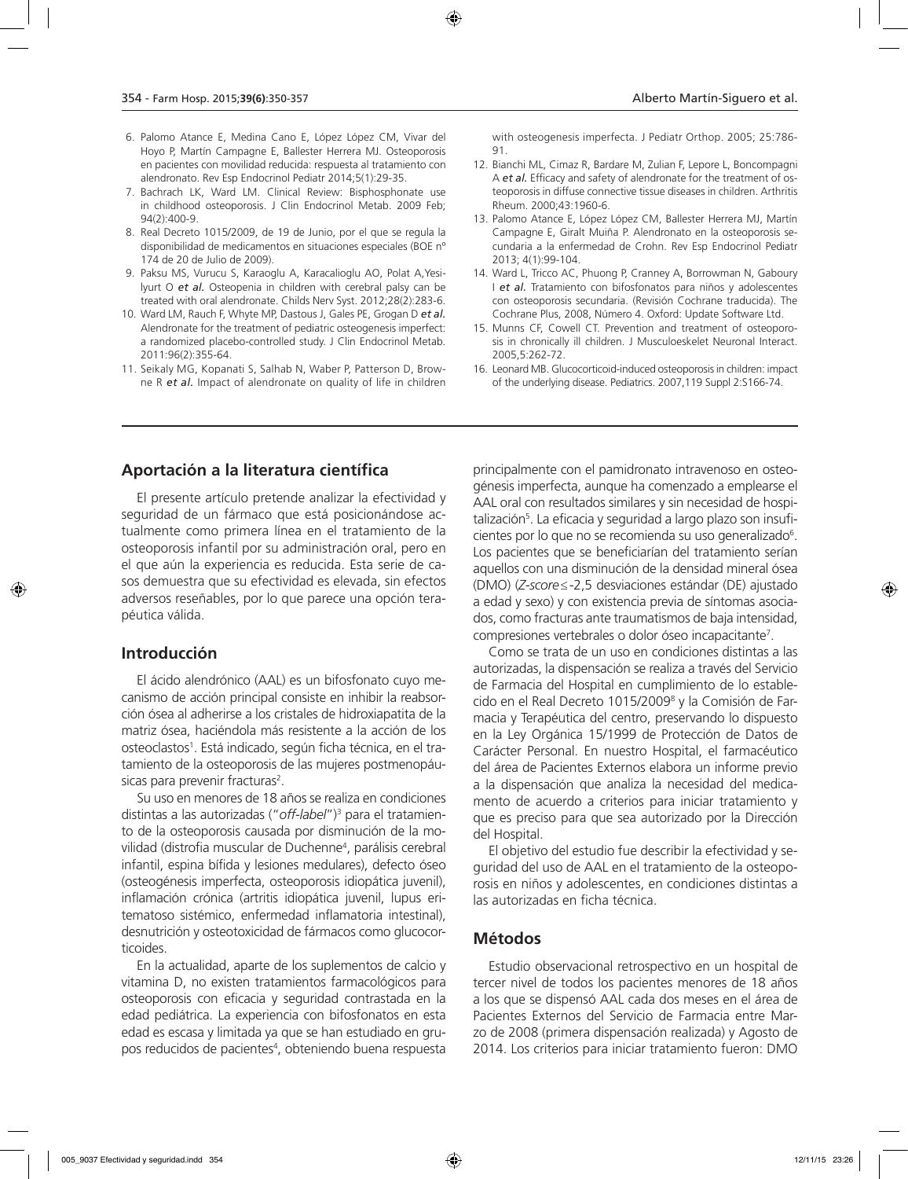6. Palomo Atance E, Medina Cano E, López López CM, Vivar del Hoyo P, Martín Campagne E, Ballester Herrera MJ. Osteoporosis en pacientes con movilidad reducida: respuesta al tratamiento con alendronato. Rev Esp Endocrinol Pediatr 2014;5(1):29-35.
7. Bachrach LK, Ward LM. Clinical Review: Bisphosphonate use in childhood osteoporosis. J Clin Endocrinol Metab. 2009 Feb; 94(2):400-9.
8. Real Decreto 1015/2009, de 19 de Junio, por el que se regula la disponibilidad de medicamentos en situaciones especiales (BOE nº 174 de 20 de Julio de 2009).
9. Paksu MS, Vurucu S, Karaoglu A, Karacalioglu AO, Polat A,Yesilyurt O *et al.* Osteopenia in children with cerebral palsy can be treated with oral alendronate. Childs Nerv Syst. 2012;28(2):283-6.
10. Ward LM, Rauch F, Whyte MP, Dastous J, Gales PE, Grogan D *et al.* Alendronate for the treatment of pediatric osteogenesis imperfect: a randomized placebo-controlled study. J Clin Endocrinol Metab. 2011:96(2):355-64.
11. Seikaly MG, Kopanati S, Salhab N, Waber P, Patterson D, Browne R *et al.* Impact of alendronate on quality of life in children with osteogenesis imperfecta. J Pediatr Orthop. 2005; 25:786-91.
12. Bianchi ML, Cimaz R, Bardare M, Zulian F, Lepore L, Boncompagni A *et al.* Efficacy and safety of alendronate for the treatment of osteoporosis in diffuse connective tissue diseases in children. Arthritis Rheum. 2000;43:1960-6.
13. Palomo Atance E, López López CM, Ballester Herrera MJ, Martín Campagne E, Giralt Muiña P. Alendronato en la osteoporosis secundaria a la enfermedad de Crohn. Rev Esp Endocrinol Pediatr 2013; 4(1):99-104.
14. Ward L, Tricco AC, Phuong P, Cranney A, Borrowman N, Gaboury I *et al.* Tratamiento con bifosfonatos para niños y adolescentes con osteoporosis secundaria. (Revisión Cochrane traducida). The Cochrane Plus, 2008, Número 4. Oxford: Update Software Ltd.
15. Munns CF, Cowell CT. Prevention and treatment of osteoporosis in chronically ill children. J Musculoeskelet Neuronal Interact. 2005,5:262-72.
16. Leonard MB. Glucocorticoid-induced osteoporosis in children: impact of the underlying disease. Pediatrics. 2007,119 Suppl 2:S166-74.

## Aportación a la literatura científica

El presente artículo pretende analizar la efectividad y seguridad de un fármaco que está posicionándose actualmente como primera línea en el tratamiento de la osteoporosis infantil por su administración oral, pero en el que aún la experiencia es reducida. Esta serie de casos demuestra que su efectividad es elevada, sin efectos adversos reseñables, por lo que parece una opción terapéutica válida.

## Introducción

El ácido alendrónico (AAL) es un bifosfonato cuyo mecanismo de acción principal consiste en inhibir la reabsorción ósea al adherirse a los cristales de hidroxiapatita de la matriz ósea, haciéndola más resistente a la acción de los osteoclastos[1]. Está indicado, según ficha técnica, en el tratamiento de la osteoporosis de las mujeres postmenopáusicas para prevenir fracturas[2].

Su uso en menores de 18 años se realiza en condiciones distintas a las autorizadas ("*off-label*")[3] para el tratamiento de la osteoporosis causada por disminución de la movilidad (distrofia muscular de Duchenne[4], parálisis cerebral infantil, espina bífida y lesiones medulares), defecto óseo (osteogénesis imperfecta, osteoporosis idiopática juvenil), inflamación crónica (artritis idiopática juvenil, lupus eritematoso sistémico, enfermedad inflamatoria intestinal), desnutrición y osteotoxicidad de fármacos como glucocorticoides.

En la actualidad, aparte de los suplementos de calcio y vitamina D, no existen tratamientos farmacológicos para osteoporosis con eficacia y seguridad contrastada en la edad pediátrica. La experiencia con bifosfonatos en esta edad es escasa y limitada ya que se han estudiado en grupos reducidos de pacientes[4], obteniendo buena respuesta principalmente con el pamidronato intravenoso en osteogénesis imperfecta, aunque ha comenzado a emplearse el AAL oral con resultados similares y sin necesidad de hospitalización[5]. La eficacia y seguridad a largo plazo son insuficientes por lo que no se recomienda su uso generalizado[6]. Los pacientes que se beneficiarían del tratamiento serían aquellos con una disminución de la densidad mineral ósea (DMO) (*Z-score*≤-2,5 desviaciones estándar (DE) ajustado a edad y sexo) y con existencia previa de síntomas asociados, como fracturas ante traumatismos de baja intensidad, compresiones vertebrales o dolor óseo incapacitante[7].

Como se trata de un uso en condiciones distintas a las autorizadas, la dispensación se realiza a través del Servicio de Farmacia del Hospital en cumplimiento de lo establecido en el Real Decreto 1015/2009[8] y la Comisión de Farmacia y Terapéutica del centro, preservando lo dispuesto en la Ley Orgánica 15/1999 de Protección de Datos de Carácter Personal. En nuestro Hospital, el farmacéutico del área de Pacientes Externos elabora un informe previo a la dispensación que analiza la necesidad del medicamento de acuerdo a criterios para iniciar tratamiento y que es preciso para que sea autorizado por la Dirección del Hospital.

El objetivo del estudio fue describir la efectividad y seguridad del uso de AAL en el tratamiento de la osteoporosis en niños y adolescentes, en condiciones distintas a las autorizadas en ficha técnica.

## Métodos

Estudio observacional retrospectivo en un hospital de tercer nivel de todos los pacientes menores de 18 años a los que se dispensó AAL cada dos meses en el área de Pacientes Externos del Servicio de Farmacia entre Marzo de 2008 (primera dispensación realizada) y Agosto de 2014. Los criterios para iniciar tratamiento fueron: DMO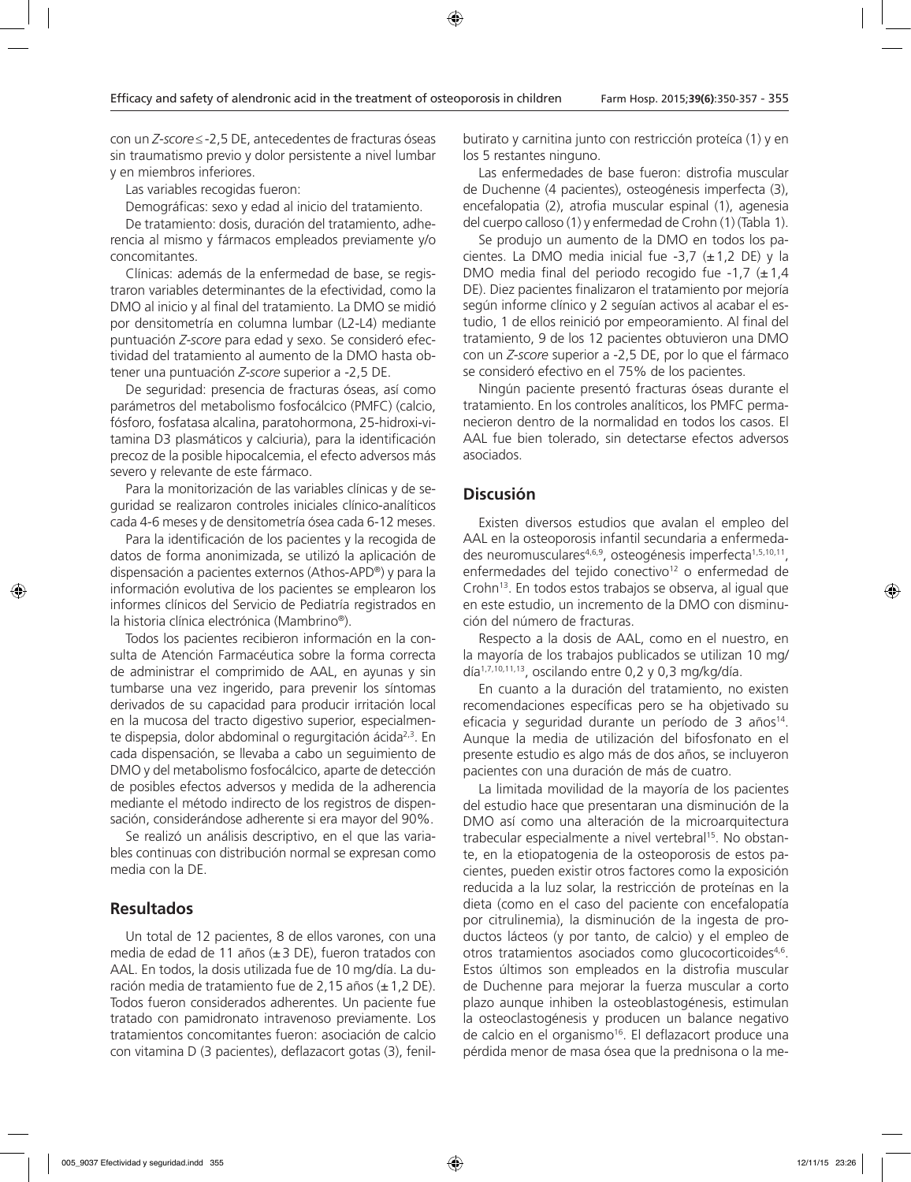con un *Z-score* ≤ -2,5 DE, antecedentes de fracturas óseas sin traumatismo previo y dolor persistente a nivel lumbar y en miembros inferiores.

Las variables recogidas fueron:

Demográficas: sexo y edad al inicio del tratamiento.

De tratamiento: dosis, duración del tratamiento, adherencia al mismo y fármacos empleados previamente y/o concomitantes.

Clínicas: además de la enfermedad de base, se registraron variables determinantes de la efectividad, como la DMO al inicio y al final del tratamiento. La DMO se midió por densitometría en columna lumbar (L2-L4) mediante puntuación *Z-score* para edad y sexo. Se consideró efectividad del tratamiento al aumento de la DMO hasta obtener una puntuación *Z-score* superior a -2,5 DE.

De seguridad: presencia de fracturas óseas, así como parámetros del metabolismo fosfocálcico (PMFC) (calcio, fósforo, fosfatasa alcalina, paratohormona, 25-hidroxi-vitamina D3 plasmáticos y calciuria), para la identificación precoz de la posible hipocalcemia, el efecto adversos más severo y relevante de este fármaco.

Para la monitorización de las variables clínicas y de seguridad se realizaron controles iniciales clínico-analíticos cada 4-6 meses y de densitometría ósea cada 6-12 meses.

Para la identificación de los pacientes y la recogida de datos de forma anonimizada, se utilizó la aplicación de dispensación a pacientes externos (Athos-APD®) y para la información evolutiva de los pacientes se emplearon los informes clínicos del Servicio de Pediatría registrados en la historia clínica electrónica (Mambrino®).

Todos los pacientes recibieron información en la consulta de Atención Farmacéutica sobre la forma correcta de administrar el comprimido de AAL, en ayunas y sin tumbarse una vez ingerido, para prevenir los síntomas derivados de su capacidad para producir irritación local en la mucosa del tracto digestivo superior, especialmente dispepsia, dolor abdominal o regurgitación ácida[2,3]. En cada dispensación, se llevaba a cabo un seguimiento de DMO y del metabolismo fosfocálcico, aparte de detección de posibles efectos adversos y medida de la adherencia mediante el método indirecto de los registros de dispensación, considerándose adherente si era mayor del 90%.

Se realizó un análisis descriptivo, en el que las variables continuas con distribución normal se expresan como media con la DE.

## Resultados

Un total de 12 pacientes, 8 de ellos varones, con una media de edad de 11 años (± 3 DE), fueron tratados con AAL. En todos, la dosis utilizada fue de 10 mg/día. La duración media de tratamiento fue de 2,15 años (± 1,2 DE). Todos fueron considerados adherentes. Un paciente fue tratado con pamidronato intravenoso previamente. Los tratamientos concomitantes fueron: asociación de calcio con vitamina D (3 pacientes), deflazacort gotas (3), fenilbutirato y carnitina junto con restricción proteíca (1) y en los 5 restantes ninguno.

Las enfermedades de base fueron: distrofia muscular de Duchenne (4 pacientes), osteogénesis imperfecta (3), encefalopatia (2), atrofia muscular espinal (1), agenesia del cuerpo calloso (1) y enfermedad de Crohn (1) (Tabla 1).

Se produjo un aumento de la DMO en todos los pacientes. La DMO media inicial fue -3,7 (± 1,2 DE) y la DMO media final del periodo recogido fue -1,7 (± 1,4 DE). Diez pacientes finalizaron el tratamiento por mejoría según informe clínico y 2 seguían activos al acabar el estudio, 1 de ellos reinició por empeoramiento. Al final del tratamiento, 9 de los 12 pacientes obtuvieron una DMO con un *Z-score* superior a -2,5 DE, por lo que el fármaco se consideró efectivo en el 75% de los pacientes.

Ningún paciente presentó fracturas óseas durante el tratamiento. En los controles analíticos, los PMFC permanecieron dentro de la normalidad en todos los casos. El AAL fue bien tolerado, sin detectarse efectos adversos asociados.

## Discusión

Existen diversos estudios que avalan el empleo del AAL en la osteoporosis infantil secundaria a enfermedades neuromusculares[4,6,9], osteogénesis imperfecta[1,5,10,11], enfermedades del tejido conectivo[12] o enfermedad de Crohn[13]. En todos estos trabajos se observa, al igual que en este estudio, un incremento de la DMO con disminución del número de fracturas.

Respecto a la dosis de AAL, como en el nuestro, en la mayoría de los trabajos publicados se utilizan 10 mg/día[1,7,10,11,13], oscilando entre 0,2 y 0,3 mg/kg/día.

En cuanto a la duración del tratamiento, no existen recomendaciones específicas pero se ha objetivado su eficacia y seguridad durante un período de 3 años[14]. Aunque la media de utilización del bifosfonato en el presente estudio es algo más de dos años, se incluyeron pacientes con una duración de más de cuatro.

La limitada movilidad de la mayoría de los pacientes del estudio hace que presentaran una disminución de la DMO así como una alteración de la microarquitectura trabecular especialmente a nivel vertebral[15]. No obstante, en la etiopatogenia de la osteoporosis de estos pacientes, pueden existir otros factores como la exposición reducida a la luz solar, la restricción de proteínas en la dieta (como en el caso del paciente con encefalopatía por citrulinemia), la disminución de la ingesta de productos lácteos (y por tanto, de calcio) y el empleo de otros tratamientos asociados como glucocorticoides[4,6]. Estos últimos son empleados en la distrofia muscular de Duchenne para mejorar la fuerza muscular a corto plazo aunque inhiben la osteoblastogénesis, estimulan la osteoclastogénesis y producen un balance negativo de calcio en el organismo[16]. El deflazacort produce una pérdida menor de masa ósea que la prednisona o la me-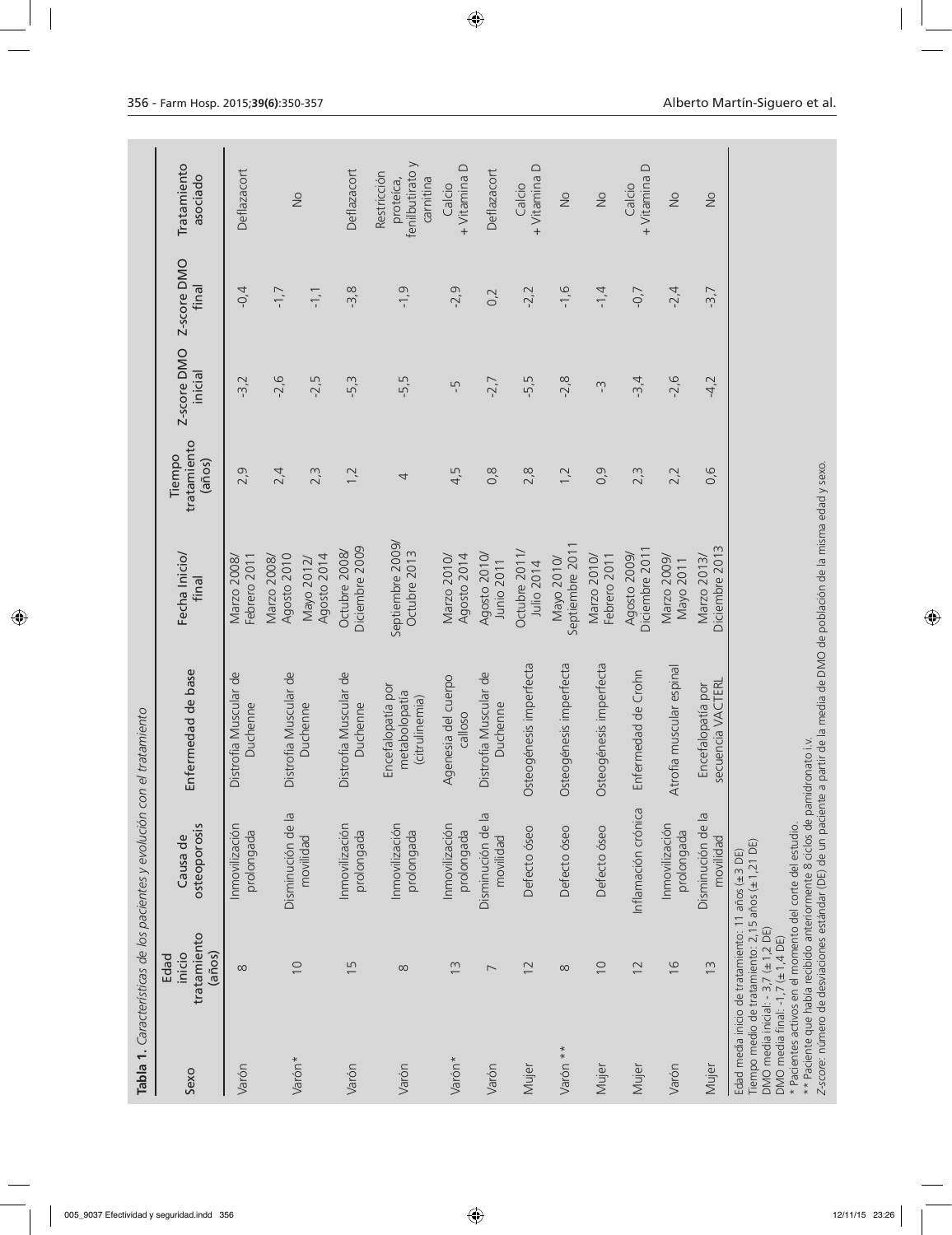**Tabla 1.** *Características de los pacientes y evolución con el tratamiento*

| Sexo | Edad inicio tratamiento (años) | Causa de osteoporosis | Enfermedad de base | Fecha Inicio/ final | Tiempo tratamiento (años) | Z-score DMO inicial | Z-score DMO final | Tratamiento asociado |
|---|---|---|---|---|---|---|---|---|
| Varón | 8 | Inmovilización prolongada | Distrofia Muscular de Duchenne | Marzo 2008/ Febrero 2011 | 2,9 | -3,2 | -0,4 | Deflazacort |
| Varón* | 10 | Disminución de la movilidad | Distrofia Muscular de Duchenne | Marzo 2008/ Agosto 2010 | 2,4 | -2,6 | -1,7 | No |
| | | | | Mayo 2012/ Agosto 2014 | 2,3 | -2,5 | -1,1 | |
| Varón | 15 | Inmovilización prolongada | Distrofia Muscular de Duchenne | Octubre 2008/ Diciembre 2009 | 1,2 | -5,3 | -3,8 | Deflazacort |
| Varón | 8 | Inmovilización prolongada | Encefalopatía por metabolopatía (citrulinemia) | Septiembre 2009/ Octubre 2013 | 4 | -5,5 | -1,9 | Restricción proteica, fenilbutirato y carnitina |
| Varón* | 13 | Inmovilización prolongada | Agenesia del cuerpo calloso | Marzo 2010/ Agosto 2014 | 4,5 | -5 | -2,9 | Calcio + Vitamina D |
| Varón | 7 | Disminución de la movilidad | Distrofia Muscular de Duchenne | Agosto 2010/ Junio 2011 | 0,8 | -2,7 | 0,2 | Deflazacort |
| Mujer | 12 | Defecto óseo | Osteogénesis imperfecta | Octubre 2011/ Julio 2014 | 2,8 | -5,5 | -2,2 | Calcio + Vitamina D |
| Varón ** | 8 | Defecto óseo | Osteogénesis imperfecta | Mayo 2010/ Septiembre 2011 | 1,2 | -2,8 | -1,6 | No |
| Mujer | 10 | Defecto óseo | Osteogénesis imperfecta | Marzo 2010/ Febrero 2011 | 0,9 | -3 | -1,4 | No |
| Mujer | 12 | Inflamación crónica | Enfermedad de Crohn | Agosto 2009/ Diciembre 2011 | 2,3 | -3,4 | -0,7 | Calcio + Vitamina D |
| Varón | 16 | Inmovilización prolongada | Atrofia muscular espinal | Marzo 2009/ Mayo 2011 | 2,2 | -2,6 | -2,4 | No |
| Mujer | 13 | Disminución de la movilidad | Encefalopatía por secuencia VACTERL | Marzo 2013/ Diciembre 2013 | 0,6 | -4,2 | -3,7 | No |

Edad media inicio de tratamiento: 11 años (± 3 DE)
Tiempo medio de tratamiento: 2,15 años (± 1,21 DE)
DMO media inicial: - 3,7 (± 1,2 DE)
DMO media final: -1,7 (± 1,4 DE)
\* Pacientes activos en el momento del corte del estudio.
\*\* Paciente que había recibido anteriormente 8 ciclos de pamidronato i.v.
*Z-score*: número de desviaciones estándar (DE) de un paciente a partir de la media de DMO de población de la misma edad y sexo.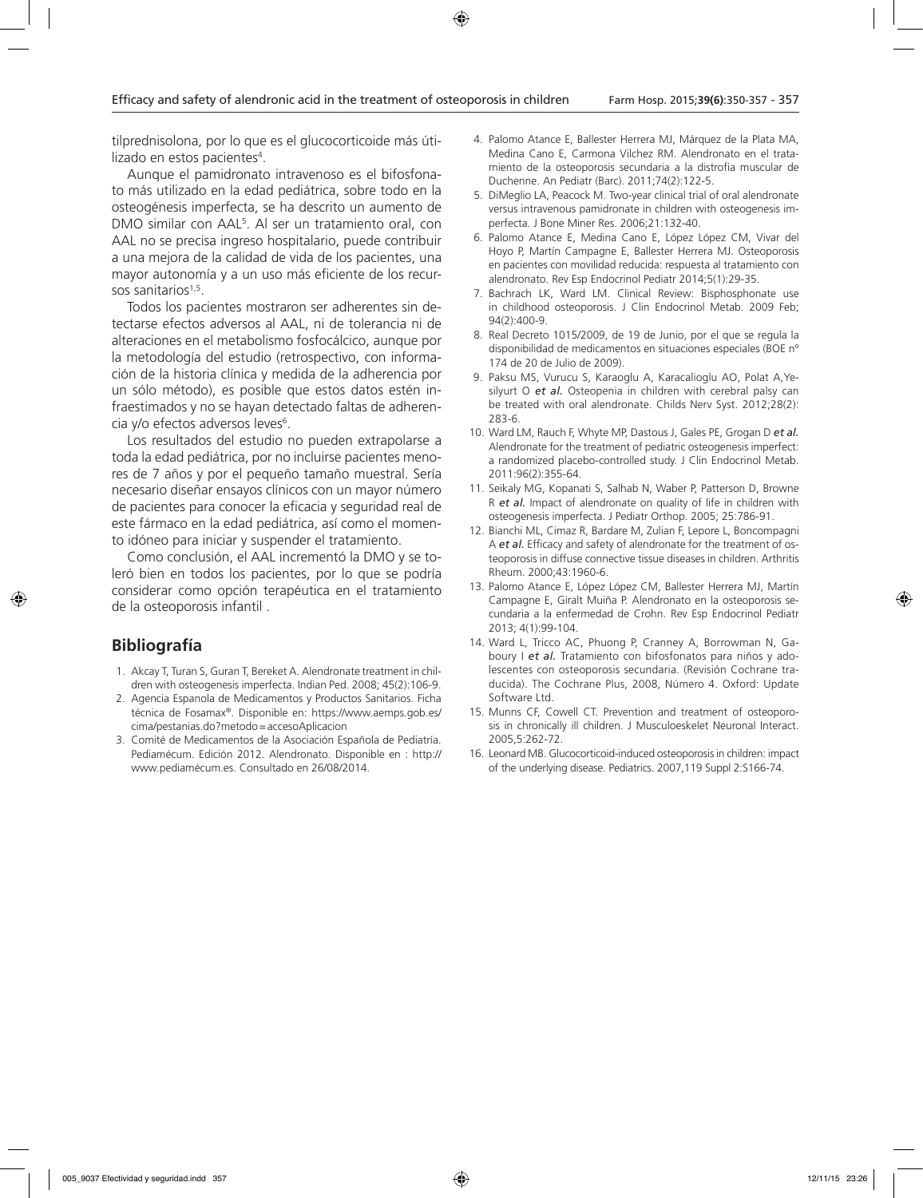tilprednisolona, por lo que es el glucocorticoide más útilizado en estos pacientes[4].

Aunque el pamidronato intravenoso es el bifosfonato más utilizado en la edad pediátrica, sobre todo en la osteogénesis imperfecta, se ha descrito un aumento de DMO similar con AAL[5]. Al ser un tratamiento oral, con AAL no se precisa ingreso hospitalario, puede contribuir a una mejora de la calidad de vida de los pacientes, una mayor autonomía y a un uso más eficiente de los recursos sanitarios[1,5].

Todos los pacientes mostraron ser adherentes sin detectarse efectos adversos al AAL, ni de tolerancia ni de alteraciones en el metabolismo fosfocálcico, aunque por la metodología del estudio (retrospectivo, con información de la historia clínica y medida de la adherencia por un sólo método), es posible que estos datos estén infraestimados y no se hayan detectado faltas de adherencia y/o efectos adversos leves[6].

Los resultados del estudio no pueden extrapolarse a toda la edad pediátrica, por no incluirse pacientes menores de 7 años y por el pequeño tamaño muestral. Sería necesario diseñar ensayos clínicos con un mayor número de pacientes para conocer la eficacia y seguridad real de este fármaco en la edad pediátrica, así como el momento idóneo para iniciar y suspender el tratamiento.

Como conclusión, el AAL incrementó la DMO y se toleró bien en todos los pacientes, por lo que se podría considerar como opción terapéutica en el tratamiento de la osteoporosis infantil .

## Bibliografía

1. Akcay T, Turan S, Guran T, Bereket A. Alendronate treatment in children with osteogenesis imperfecta. Indian Ped. 2008; 45(2):106-9.
2. Agencia Espanola de Medicamentos y Productos Sanitarios. Ficha técnica de Fosamax®. Disponible en: https://www.aemps.gob.es/cima/pestanias.do?metodo=accesoAplicacion
3. Comité de Medicamentos de la Asociación Española de Pediatría. Pediamécum. Edición 2012. Alendronato. Disponible en : http://www.pediamécum.es. Consultado en 26/08/2014.
4. Palomo Atance E, Ballester Herrera MJ, Márquez de la Plata MA, Medina Cano E, Carmona Vilchez RM. Alendronato en el tratamiento de la osteoporosis secundaria a la distrofia muscular de Duchenne. An Pediatr (Barc). 2011;74(2):122-5.
5. DiMeglio LA, Peacock M. Two-year clinical trial of oral alendronate versus intravenous pamidronate in children with osteogenesis imperfecta. J Bone Miner Res. 2006;21:132-40.
6. Palomo Atance E, Medina Cano E, López López CM, Vivar del Hoyo P, Martín Campagne E, Ballester Herrera MJ. Osteoporosis en pacientes con movilidad reducida: respuesta al tratamiento con alendronato. Rev Esp Endocrinol Pediatr 2014;5(1):29-35.
7. Bachrach LK, Ward LM. Clinical Review: Bisphosphonate use in childhood osteoporosis. J Clin Endocrinol Metab. 2009 Feb; 94(2):400-9.
8. Real Decreto 1015/2009, de 19 de Junio, por el que se regula la disponibilidad de medicamentos en situaciones especiales (BOE nº 174 de 20 de Julio de 2009).
9. Paksu MS, Vurucu S, Karaoglu A, Karacalioglu AO, Polat A,Yesilyurt O *et al.* Osteopenia in children with cerebral palsy can be treated with oral alendronate. Childs Nerv Syst. 2012;28(2): 283-6.
10. Ward LM, Rauch F, Whyte MP, Dastous J, Gales PE, Grogan D *et al.* Alendronate for the treatment of pediatric osteogenesis imperfect: a randomized placebo-controlled study. J Clin Endocrinol Metab. 2011:96(2):355-64.
11. Seikaly MG, Kopanati S, Salhab N, Waber P, Patterson D, Browne R *et al.* Impact of alendronate on quality of life in children with osteogenesis imperfecta. J Pediatr Orthop. 2005; 25:786-91.
12. Bianchi ML, Cimaz R, Bardare M, Zulian F, Lepore L, Boncompagni A *et al.* Efficacy and safety of alendronate for the treatment of osteoporosis in diffuse connective tissue diseases in children. Arthritis Rheum. 2000;43:1960-6.
13. Palomo Atance E, López López CM, Ballester Herrera MJ, Martín Campagne E, Giralt Muiña P. Alendronato en la osteoporosis secundaria a la enfermedad de Crohn. Rev Esp Endocrinol Pediatr 2013; 4(1):99-104.
14. Ward L, Tricco AC, Phuong P, Cranney A, Borrowman N, Gaboury I *et al.* Tratamiento con bifosfonatos para niños y adolescentes con osteoporosis secundaria. (Revisión Cochrane traducida). The Cochrane Plus, 2008, Número 4. Oxford: Update Software Ltd.
15. Munns CF, Cowell CT. Prevention and treatment of osteoporosis in chronically ill children. J Musculoeskelet Neuronal Interact. 2005,5:262-72.
16. Leonard MB. Glucocorticoid-induced osteoporosis in children: impact of the underlying disease. Pediatrics. 2007,119 Suppl 2:S166-74.